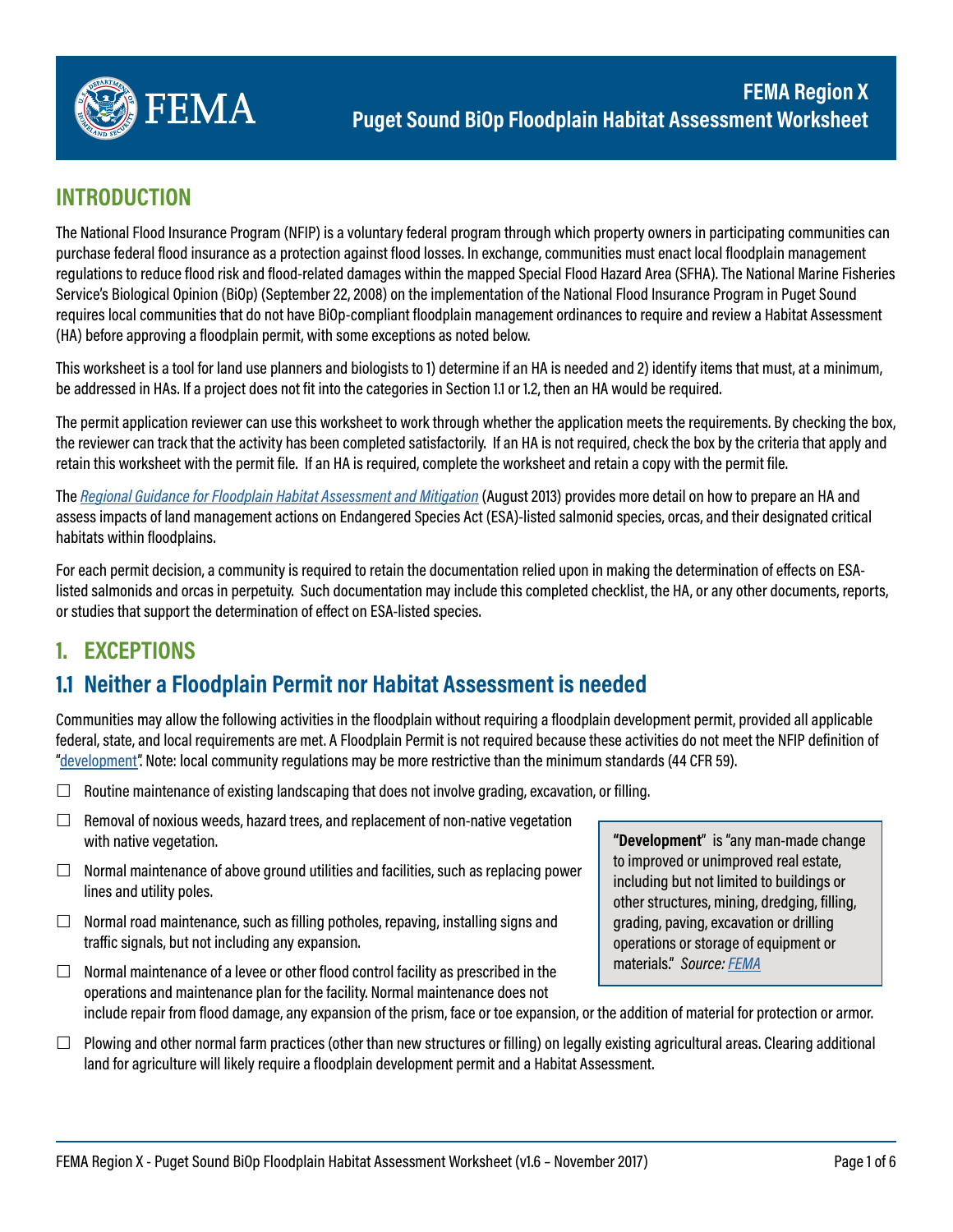# FEMA Region X
# Puget Sound BiOp Floodplain Habitat Assessment Worksheet

## INTRODUCTION

The National Flood Insurance Program (NFIP) is a voluntary federal program through which property owners in participating communities can purchase federal flood insurance as a protection against flood losses. In exchange, communities must enact local floodplain management regulations to reduce flood risk and flood-related damages within the mapped Special Flood Hazard Area (SFHA). The National Marine Fisheries Service's Biological Opinion (BiOp) (September 22, 2008) on the implementation of the National Flood Insurance Program in Puget Sound requires local communities that do not have BiOp-compliant floodplain management ordinances to require and review a Habitat Assessment (HA) before approving a floodplain permit, with some exceptions as noted below.

This worksheet is a tool for land use planners and biologists to 1) determine if an HA is needed and 2) identify items that must, at a minimum, be addressed in HAs. If a project does not fit into the categories in Section 1.1 or 1.2, then an HA would be required.

The permit application reviewer can use this worksheet to work through whether the application meets the requirements. By checking the box, the reviewer can track that the activity has been completed satisfactorily. If an HA is not required, check the box by the criteria that apply and retain this worksheet with the permit file. If an HA is required, complete the worksheet and retain a copy with the permit file.

The *Regional Guidance for Floodplain Habitat Assessment and Mitigation* (August 2013) provides more detail on how to prepare an HA and assess impacts of land management actions on Endangered Species Act (ESA)-listed salmonid species, orcas, and their designated critical habitats within floodplains.

For each permit decision, a community is required to retain the documentation relied upon in making the determination of effects on ESA-listed salmonids and orcas in perpetuity. Such documentation may include this completed checklist, the HA, or any other documents, reports, or studies that support the determination of effect on ESA-listed species.

## 1. EXCEPTIONS

## 1.1 Neither a Floodplain Permit nor Habitat Assessment is needed

Communities may allow the following activities in the floodplain without requiring a floodplain development permit, provided all applicable federal, state, and local requirements are met. A Floodplain Permit is not required because these activities do not meet the NFIP definition of "development". Note: local community regulations may be more restrictive than the minimum standards (44 CFR 59).

> **"Development"** is "any man-made change to improved or unimproved real estate, including but not limited to buildings or other structures, mining, dredging, filling, grading, paving, excavation or drilling operations or storage of equipment or materials." *Source: FEMA*

- ☐ Routine maintenance of existing landscaping that does not involve grading, excavation, or filling.
- ☐ Removal of noxious weeds, hazard trees, and replacement of non-native vegetation with native vegetation.
- ☐ Normal maintenance of above ground utilities and facilities, such as replacing power lines and utility poles.
- ☐ Normal road maintenance, such as filling potholes, repaving, installing signs and traffic signals, but not including any expansion.
- ☐ Normal maintenance of a levee or other flood control facility as prescribed in the operations and maintenance plan for the facility. Normal maintenance does not include repair from flood damage, any expansion of the prism, face or toe expansion, or the addition of material for protection or armor.
- ☐ Plowing and other normal farm practices (other than new structures or filling) on legally existing agricultural areas. Clearing additional land for agriculture will likely require a floodplain development permit and a Habitat Assessment.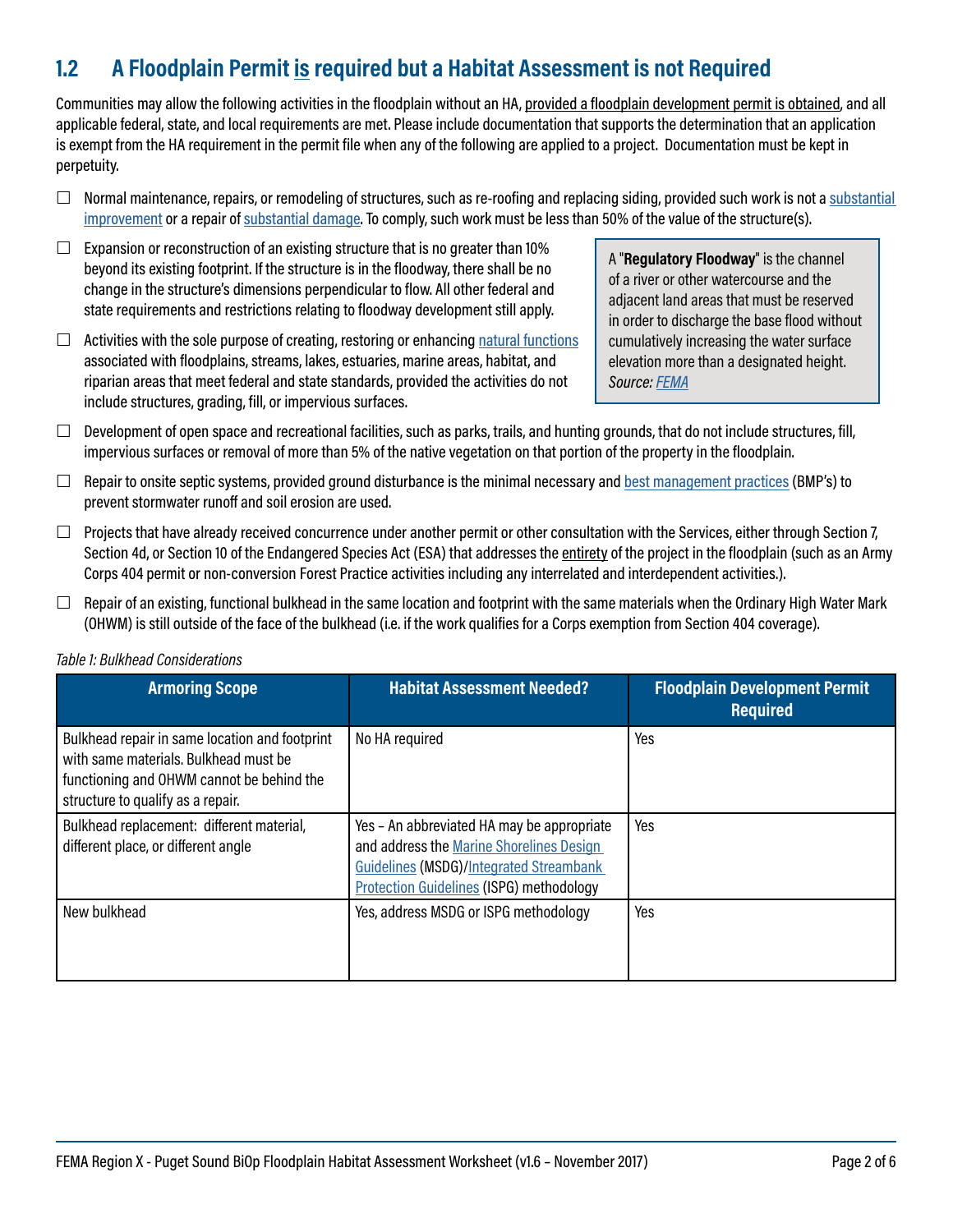## 1.2 A Floodplain Permit is required but a Habitat Assessment is not Required

Communities may allow the following activities in the floodplain without an HA, provided a floodplain development permit is obtained, and all applicable federal, state, and local requirements are met. Please include documentation that supports the determination that an application is exempt from the HA requirement in the permit file when any of the following are applied to a project. Documentation must be kept in perpetuity.

- ☐ Normal maintenance, repairs, or remodeling of structures, such as re-roofing and replacing siding, provided such work is not a substantial improvement or a repair of substantial damage. To comply, such work must be less than 50% of the value of the structure(s).
- ☐ Expansion or reconstruction of an existing structure that is no greater than 10% beyond its existing footprint. If the structure is in the floodway, there shall be no change in the structure's dimensions perpendicular to flow. All other federal and state requirements and restrictions relating to floodway development still apply.
- ☐ Activities with the sole purpose of creating, restoring or enhancing natural functions associated with floodplains, streams, lakes, estuaries, marine areas, habitat, and riparian areas that meet federal and state standards, provided the activities do not include structures, grading, fill, or impervious surfaces.

> A "**Regulatory Floodway**" is the channel of a river or other watercourse and the adjacent land areas that must be reserved in order to discharge the base flood without cumulatively increasing the water surface elevation more than a designated height. *Source: FEMA*

- ☐ Development of open space and recreational facilities, such as parks, trails, and hunting grounds, that do not include structures, fill, impervious surfaces or removal of more than 5% of the native vegetation on that portion of the property in the floodplain.
- ☐ Repair to onsite septic systems, provided ground disturbance is the minimal necessary and best management practices (BMP's) to prevent stormwater runoff and soil erosion are used.
- ☐ Projects that have already received concurrence under another permit or other consultation with the Services, either through Section 7, Section 4d, or Section 10 of the Endangered Species Act (ESA) that addresses the entirety of the project in the floodplain (such as an Army Corps 404 permit or non-conversion Forest Practice activities including any interrelated and interdependent activities.).
- ☐ Repair of an existing, functional bulkhead in the same location and footprint with the same materials when the Ordinary High Water Mark (OHWM) is still outside of the face of the bulkhead (i.e. if the work qualifies for a Corps exemption from Section 404 coverage).

*Table 1: Bulkhead Considerations*

| Armoring Scope | Habitat Assessment Needed? | Floodplain Development Permit Required |
|---|---|---|
| Bulkhead repair in same location and footprint with same materials. Bulkhead must be functioning and OHWM cannot be behind the structure to qualify as a repair. | No HA required | Yes |
| Bulkhead replacement: different material, different place, or different angle | Yes – An abbreviated HA may be appropriate and address the Marine Shorelines Design Guidelines (MSDG)/Integrated Streambank Protection Guidelines (ISPG) methodology | Yes |
| New bulkhead | Yes, address MSDG or ISPG methodology | Yes |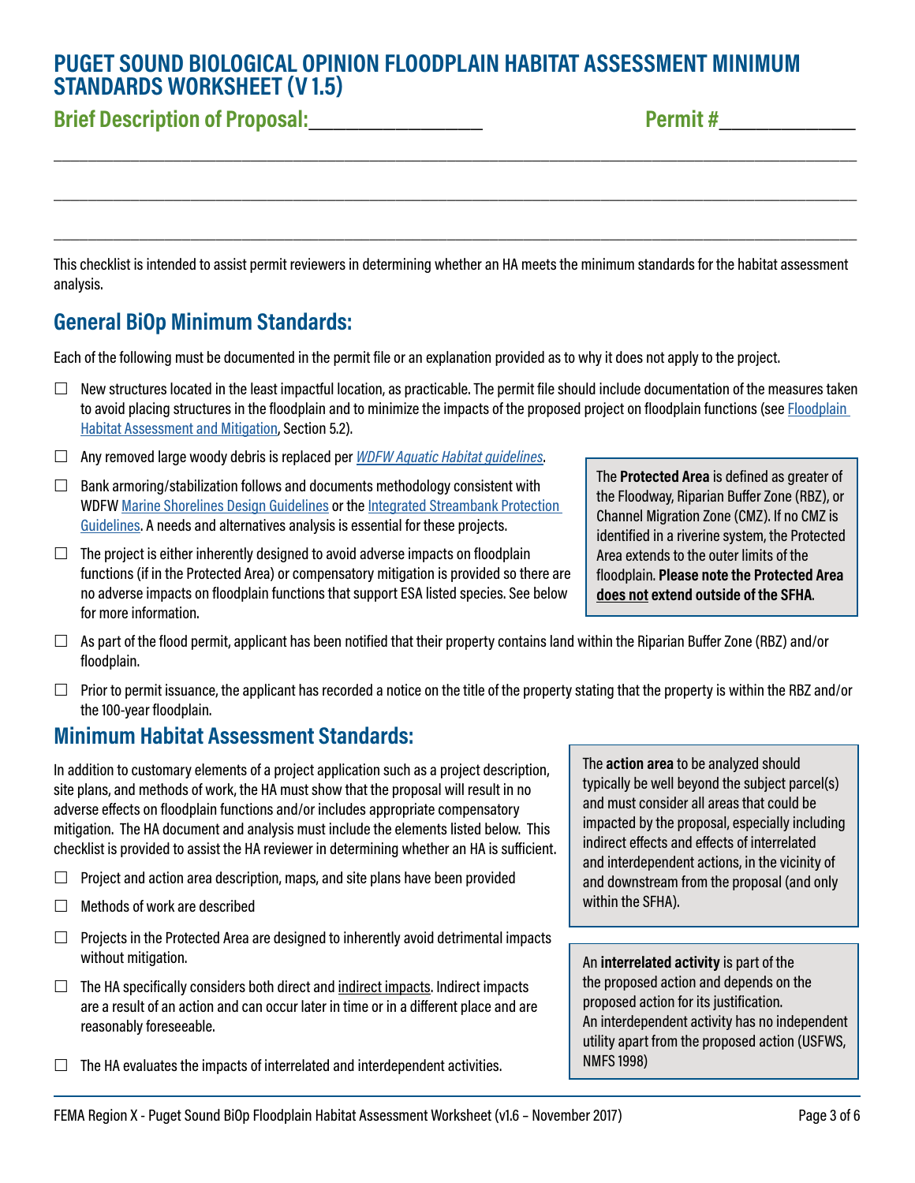# PUGET SOUND BIOLOGICAL OPINION FLOODPLAIN HABITAT ASSESSMENT MINIMUM STANDARDS WORKSHEET (V 1.5)

**Brief Description of Proposal:**_________________ **Permit #**_____________

_______________________________________________________________________________

_______________________________________________________________________________

_______________________________________________________________________________

This checklist is intended to assist permit reviewers in determining whether an HA meets the minimum standards for the habitat assessment analysis.

## General BiOp Minimum Standards:

Each of the following must be documented in the permit file or an explanation provided as to why it does not apply to the project.

- ☐ New structures located in the least impactful location, as practicable. The permit file should include documentation of the measures taken to avoid placing structures in the floodplain and to minimize the impacts of the proposed project on floodplain functions (see Floodplain Habitat Assessment and Mitigation, Section 5.2).
- ☐ Any removed large woody debris is replaced per *WDFW Aquatic Habitat guidelines*.
- ☐ Bank armoring/stabilization follows and documents methodology consistent with WDFW Marine Shorelines Design Guidelines or the Integrated Streambank Protection Guidelines. A needs and alternatives analysis is essential for these projects.
- ☐ The project is either inherently designed to avoid adverse impacts on floodplain functions (if in the Protected Area) or compensatory mitigation is provided so there are no adverse impacts on floodplain functions that support ESA listed species. See below for more information.
- ☐ As part of the flood permit, applicant has been notified that their property contains land within the Riparian Buffer Zone (RBZ) and/or floodplain.
- ☐ Prior to permit issuance, the applicant has recorded a notice on the title of the property stating that the property is within the RBZ and/or the 100-year floodplain.

> The **Protected Area** is defined as greater of the Floodway, Riparian Buffer Zone (RBZ), or Channel Migration Zone (CMZ). If no CMZ is identified in a riverine system, the Protected Area extends to the outer limits of the floodplain. **Please note the Protected Area does not extend outside of the SFHA**.

## Minimum Habitat Assessment Standards:

In addition to customary elements of a project application such as a project description, site plans, and methods of work, the HA must show that the proposal will result in no adverse effects on floodplain functions and/or includes appropriate compensatory mitigation. The HA document and analysis must include the elements listed below. This checklist is provided to assist the HA reviewer in determining whether an HA is sufficient.

- ☐ Project and action area description, maps, and site plans have been provided
- ☐ Methods of work are described
- ☐ Projects in the Protected Area are designed to inherently avoid detrimental impacts without mitigation.
- ☐ The HA specifically considers both direct and indirect impacts. Indirect impacts are a result of an action and can occur later in time or in a different place and are reasonably foreseeable.
- ☐ The HA evaluates the impacts of interrelated and interdependent activities.

> The **action area** to be analyzed should typically be well beyond the subject parcel(s) and must consider all areas that could be impacted by the proposal, especially including indirect effects and effects of interrelated and interdependent actions, in the vicinity of and downstream from the proposal (and only within the SFHA).

> An **interrelated activity** is part of the the proposed action and depends on the proposed action for its justification. An interdependent activity has no independent utility apart from the proposed action (USFWS, NMFS 1998)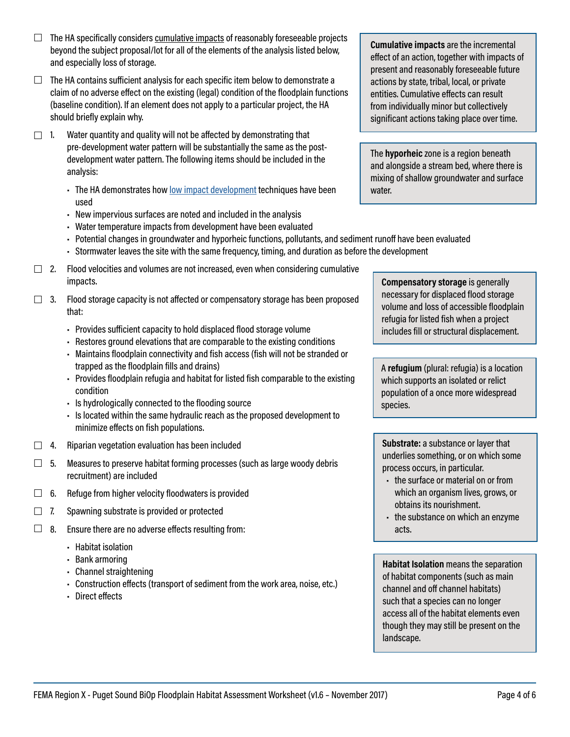- ☐ The HA specifically considers cumulative impacts of reasonably foreseeable projects beyond the subject proposal/lot for all of the elements of the analysis listed below, and especially loss of storage.
- ☐ The HA contains sufficient analysis for each specific item below to demonstrate a claim of no adverse effect on the existing (legal) condition of the floodplain functions (baseline condition). If an element does not apply to a particular project, the HA should briefly explain why.

> **Cumulative impacts** are the incremental effect of an action, together with impacts of present and reasonably foreseeable future actions by state, tribal, local, or private entities. Cumulative effects can result from individually minor but collectively significant actions taking place over time.

> The **hyporheic** zone is a region beneath and alongside a stream bed, where there is mixing of shallow groundwater and surface water.

- ☐ 1. Water quantity and quality will not be affected by demonstrating that pre-development water pattern will be substantially the same as the post-development water pattern. The following items should be included in the analysis:
  - The HA demonstrates how low impact development techniques have been used
  - New impervious surfaces are noted and included in the analysis
  - Water temperature impacts from development have been evaluated
  - Potential changes in groundwater and hyporheic functions, pollutants, and sediment runoff have been evaluated
  - Stormwater leaves the site with the same frequency, timing, and duration as before the development
- ☐ 2. Flood velocities and volumes are not increased, even when considering cumulative impacts.
- ☐ 3. Flood storage capacity is not affected or compensatory storage has been proposed that:
  - Provides sufficient capacity to hold displaced flood storage volume
  - Restores ground elevations that are comparable to the existing conditions
  - Maintains floodplain connectivity and fish access (fish will not be stranded or trapped as the floodplain fills and drains)
  - Provides floodplain refugia and habitat for listed fish comparable to the existing condition
  - Is hydrologically connected to the flooding source
  - Is located within the same hydraulic reach as the proposed development to minimize effects on fish populations.

> **Compensatory storage** is generally necessary for displaced flood storage volume and loss of accessible floodplain refugia for listed fish when a project includes fill or structural displacement.

> A **refugium** (plural: refugia) is a location which supports an isolated or relict population of a once more widespread species.

- ☐ 4. Riparian vegetation evaluation has been included
- ☐ 5. Measures to preserve habitat forming processes (such as large woody debris recruitment) are included
- ☐ 6. Refuge from higher velocity floodwaters is provided
- ☐ 7. Spawning substrate is provided or protected
- ☐ 8. Ensure there are no adverse effects resulting from:
  - Habitat isolation
  - Bank armoring
  - Channel straightening
  - Construction effects (transport of sediment from the work area, noise, etc.)
  - Direct effects

> **Substrate:** a substance or layer that underlies something, or on which some process occurs, in particular.
> - the surface or material on or from which an organism lives, grows, or obtains its nourishment.
> - the substance on which an enzyme acts.

> **Habitat Isolation** means the separation of habitat components (such as main channel and off channel habitats) such that a species can no longer access all of the habitat elements even though they may still be present on the landscape.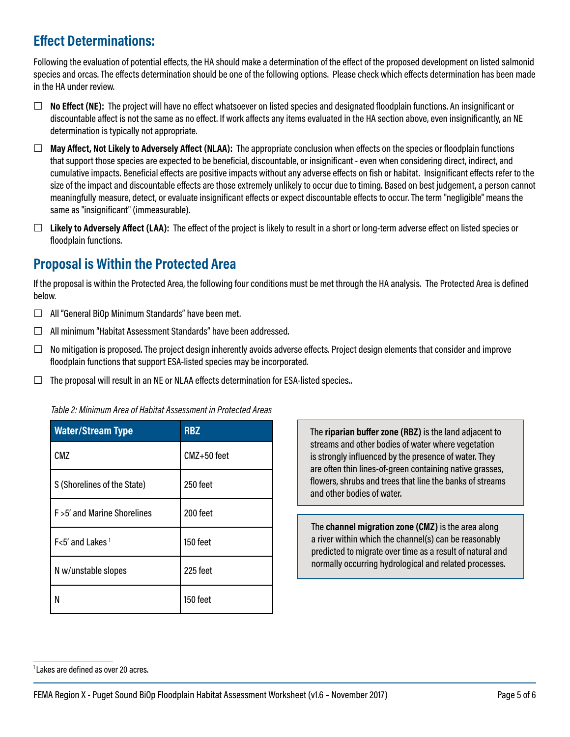## Effect Determinations:

Following the evaluation of potential effects, the HA should make a determination of the effect of the proposed development on listed salmonid species and orcas. The effects determination should be one of the following options. Please check which effects determination has been made in the HA under review.

- ☐ **No Effect (NE):** The project will have no effect whatsoever on listed species and designated floodplain functions. An insignificant or discountable affect is not the same as no effect. If work affects any items evaluated in the HA section above, even insignificantly, an NE determination is typically not appropriate.
- ☐ **May Affect, Not Likely to Adversely Affect (NLAA):** The appropriate conclusion when effects on the species or floodplain functions that support those species are expected to be beneficial, discountable, or insignificant - even when considering direct, indirect, and cumulative impacts. Beneficial effects are positive impacts without any adverse effects on fish or habitat. Insignificant effects refer to the size of the impact and discountable effects are those extremely unlikely to occur due to timing. Based on best judgement, a person cannot meaningfully measure, detect, or evaluate insignificant effects or expect discountable effects to occur. The term "negligible" means the same as "insignificant" (immeasurable).
- ☐ **Likely to Adversely Affect (LAA):** The effect of the project is likely to result in a short or long-term adverse effect on listed species or floodplain functions.

## Proposal is Within the Protected Area

If the proposal is within the Protected Area, the following four conditions must be met through the HA analysis. The Protected Area is defined below.

- ☐ All "General BiOp Minimum Standards" have been met.
- ☐ All minimum "Habitat Assessment Standards" have been addressed.
- ☐ No mitigation is proposed. The project design inherently avoids adverse effects. Project design elements that consider and improve floodplain functions that support ESA-listed species may be incorporated.
- ☐ The proposal will result in an NE or NLAA effects determination for ESA-listed species..

*Table 2: Minimum Area of Habitat Assessment in Protected Areas*

| Water/Stream Type | RBZ |
|---|---|
| CMZ | CMZ+50 feet |
| S (Shorelines of the State) | 250 feet |
| F >5' and Marine Shorelines | 200 feet |
| F<5' and Lakes [1] | 150 feet |
| N w/unstable slopes | 225 feet |
| N | 150 feet |

The **riparian buffer zone (RBZ)** is the land adjacent to streams and other bodies of water where vegetation is strongly influenced by the presence of water. They are often thin lines-of-green containing native grasses, flowers, shrubs and trees that line the banks of streams and other bodies of water.

The **channel migration zone (CMZ)** is the area along a river within which the channel(s) can be reasonably predicted to migrate over time as a result of natural and normally occurring hydrological and related processes.

[1] Lakes are defined as over 20 acres.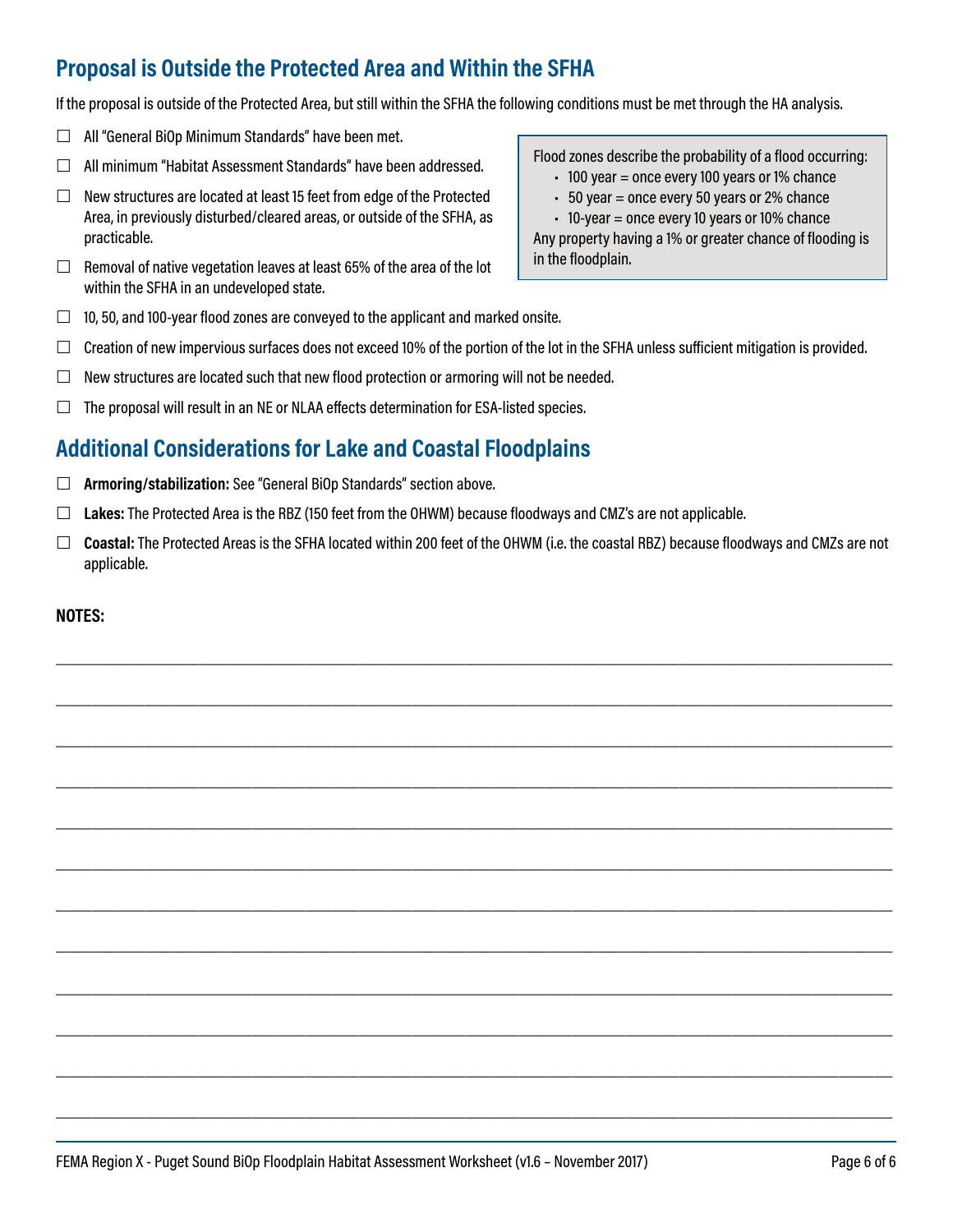## Proposal is Outside the Protected Area and Within the SFHA

If the proposal is outside of the Protected Area, but still within the SFHA the following conditions must be met through the HA analysis.

- ☐ All "General BiOp Minimum Standards" have been met.
- ☐ All minimum "Habitat Assessment Standards" have been addressed.
- ☐ New structures are located at least 15 feet from edge of the Protected Area, in previously disturbed/cleared areas, or outside of the SFHA, as practicable.
- ☐ Removal of native vegetation leaves at least 65% of the area of the lot within the SFHA in an undeveloped state.
- ☐ 10, 50, and 100-year flood zones are conveyed to the applicant and marked onsite.
- ☐ Creation of new impervious surfaces does not exceed 10% of the portion of the lot in the SFHA unless sufficient mitigation is provided.
- ☐ New structures are located such that new flood protection or armoring will not be needed.
- ☐ The proposal will result in an NE or NLAA effects determination for ESA-listed species.

> Flood zones describe the probability of a flood occurring:
> - 100 year = once every 100 years or 1% chance
> - 50 year = once every 50 years or 2% chance
> - 10-year = once every 10 years or 10% chance
>
> Any property having a 1% or greater chance of flooding is in the floodplain.

## Additional Considerations for Lake and Coastal Floodplains

- ☐ **Armoring/stabilization:** See "General BiOp Standards" section above.
- ☐ **Lakes:** The Protected Area is the RBZ (150 feet from the OHWM) because floodways and CMZ's are not applicable.
- ☐ **Coastal:** The Protected Areas is the SFHA located within 200 feet of the OHWM (i.e. the coastal RBZ) because floodways and CMZs are not applicable.

**NOTES:**

____________________________________________________________________________________

____________________________________________________________________________________

____________________________________________________________________________________

____________________________________________________________________________________

____________________________________________________________________________________

____________________________________________________________________________________

____________________________________________________________________________________

____________________________________________________________________________________

____________________________________________________________________________________

____________________________________________________________________________________

____________________________________________________________________________________

____________________________________________________________________________________